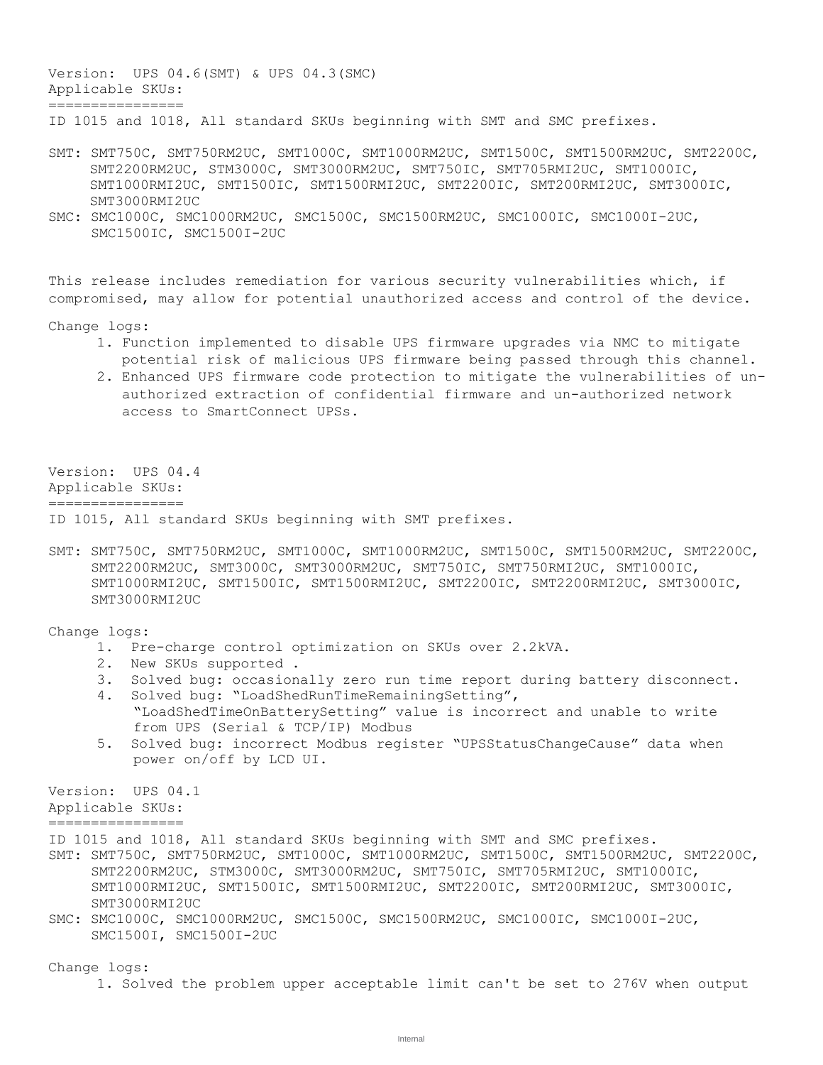Version:  UPS 04.6(SMT) & UPS 04.3(SMC)
Applicable SKUs:
================
ID 1015 and 1018, All standard SKUs beginning with SMT and SMC prefixes.

SMT: SMT750C, SMT750RM2UC, SMT1000C, SMT1000RM2UC, SMT1500C, SMT1500RM2UC, SMT2200C, SMT2200RM2UC, STM3000C, SMT3000RM2UC, SMT750IC, SMT705RMI2UC, SMT1000IC, SMT1000RMI2UC, SMT1500IC, SMT1500RMI2UC, SMT2200IC, SMT200RMI2UC, SMT3000IC, SMT3000RMI2UC

SMC: SMC1000C, SMC1000RM2UC, SMC1500C, SMC1500RM2UC, SMC1000IC, SMC1000I-2UC, SMC1500IC, SMC1500I-2UC

This release includes remediation for various security vulnerabilities which, if compromised, may allow for potential unauthorized access and control of the device.

Change logs:

1. Function implemented to disable UPS firmware upgrades via NMC to mitigate potential risk of malicious UPS firmware being passed through this channel.
2. Enhanced UPS firmware code protection to mitigate the vulnerabilities of un-authorized extraction of confidential firmware and un-authorized network access to SmartConnect UPSs.

Version:  UPS 04.4
Applicable SKUs:
================
ID 1015, All standard SKUs beginning with SMT prefixes.

SMT: SMT750C, SMT750RM2UC, SMT1000C, SMT1000RM2UC, SMT1500C, SMT1500RM2UC, SMT2200C, SMT2200RM2UC, SMT3000C, SMT3000RM2UC, SMT750IC, SMT750RMI2UC, SMT1000IC, SMT1000RMI2UC, SMT1500IC, SMT1500RMI2UC, SMT2200IC, SMT2200RMI2UC, SMT3000IC, SMT3000RMI2UC

Change logs:

1. Pre-charge control optimization on SKUs over 2.2kVA.
2. New SKUs supported .
3. Solved bug: occasionally zero run time report during battery disconnect.
4. Solved bug: “LoadShedRunTimeRemainingSetting”, “LoadShedTimeOnBatterySetting” value is incorrect and unable to write from UPS (Serial & TCP/IP) Modbus
5. Solved bug: incorrect Modbus register “UPSStatusChangeCause” data when power on/off by LCD UI.

Version:  UPS 04.1
Applicable SKUs:
================
ID 1015 and 1018, All standard SKUs beginning with SMT and SMC prefixes.

SMT: SMT750C, SMT750RM2UC, SMT1000C, SMT1000RM2UC, SMT1500C, SMT1500RM2UC, SMT2200C, SMT2200RM2UC, STM3000C, SMT3000RM2UC, SMT750IC, SMT705RMI2UC, SMT1000IC, SMT1000RMI2UC, SMT1500IC, SMT1500RMI2UC, SMT2200IC, SMT200RMI2UC, SMT3000IC, SMT3000RMI2UC

SMC: SMC1000C, SMC1000RM2UC, SMC1500C, SMC1500RM2UC, SMC1000IC, SMC1000I-2UC, SMC1500I, SMC1500I-2UC

Change logs:

1. Solved the problem upper acceptable limit can't be set to 276V when output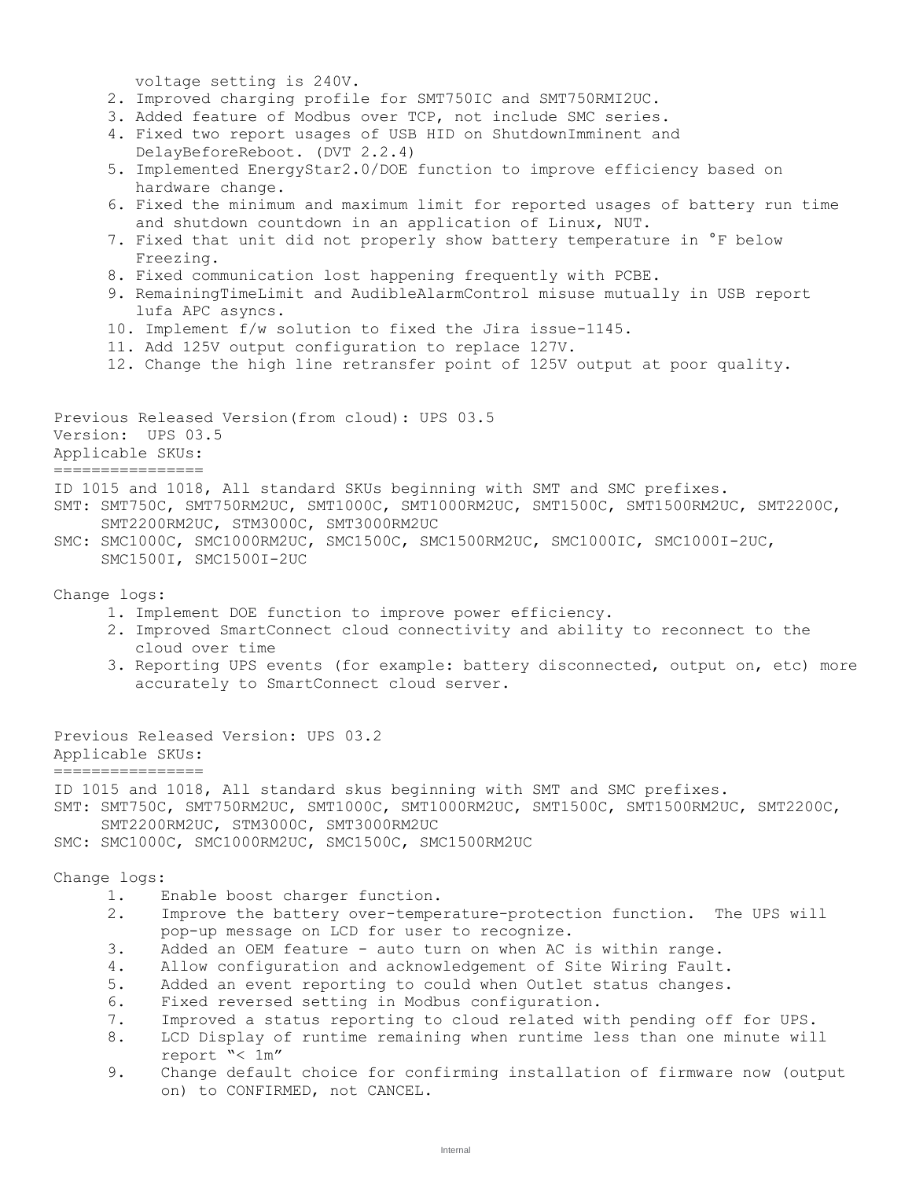voltage setting is 240V.

2. Improved charging profile for SMT750IC and SMT750RMI2UC.
3. Added feature of Modbus over TCP, not include SMC series.
4. Fixed two report usages of USB HID on ShutdownImminent and DelayBeforeReboot. (DVT 2.2.4)
5. Implemented EnergyStar2.0/DOE function to improve efficiency based on hardware change.
6. Fixed the minimum and maximum limit for reported usages of battery run time and shutdown countdown in an application of Linux, NUT.
7. Fixed that unit did not properly show battery temperature in °F below Freezing.
8. Fixed communication lost happening frequently with PCBE.
9. RemainingTimeLimit and AudibleAlarmControl misuse mutually in USB report lufa APC asyncs.
10. Implement f/w solution to fixed the Jira issue-1145.
11. Add 125V output configuration to replace 127V.
12. Change the high line retransfer point of 125V output at poor quality.

Previous Released Version(from cloud): UPS 03.5
Version: UPS 03.5
Applicable SKUs:
================
ID 1015 and 1018, All standard SKUs beginning with SMT and SMC prefixes.
SMT: SMT750C, SMT750RM2UC, SMT1000C, SMT1000RM2UC, SMT1500C, SMT1500RM2UC, SMT2200C, SMT2200RM2UC, STM3000C, SMT3000RM2UC
SMC: SMC1000C, SMC1000RM2UC, SMC1500C, SMC1500RM2UC, SMC1000IC, SMC1000I-2UC, SMC1500I, SMC1500I-2UC

Change logs:

1. Implement DOE function to improve power efficiency.
2. Improved SmartConnect cloud connectivity and ability to reconnect to the cloud over time
3. Reporting UPS events (for example: battery disconnected, output on, etc) more accurately to SmartConnect cloud server.

Previous Released Version: UPS 03.2
Applicable SKUs:
================
ID 1015 and 1018, All standard skus beginning with SMT and SMC prefixes.
SMT: SMT750C, SMT750RM2UC, SMT1000C, SMT1000RM2UC, SMT1500C, SMT1500RM2UC, SMT2200C, SMT2200RM2UC, STM3000C, SMT3000RM2UC
SMC: SMC1000C, SMC1000RM2UC, SMC1500C, SMC1500RM2UC

Change logs:

1. Enable boost charger function.
2. Improve the battery over-temperature-protection function. The UPS will pop-up message on LCD for user to recognize.
3. Added an OEM feature - auto turn on when AC is within range.
4. Allow configuration and acknowledgement of Site Wiring Fault.
5. Added an event reporting to could when Outlet status changes.
6. Fixed reversed setting in Modbus configuration.
7. Improved a status reporting to cloud related with pending off for UPS.
8. LCD Display of runtime remaining when runtime less than one minute will report "< 1m"
9. Change default choice for confirming installation of firmware now (output on) to CONFIRMED, not CANCEL.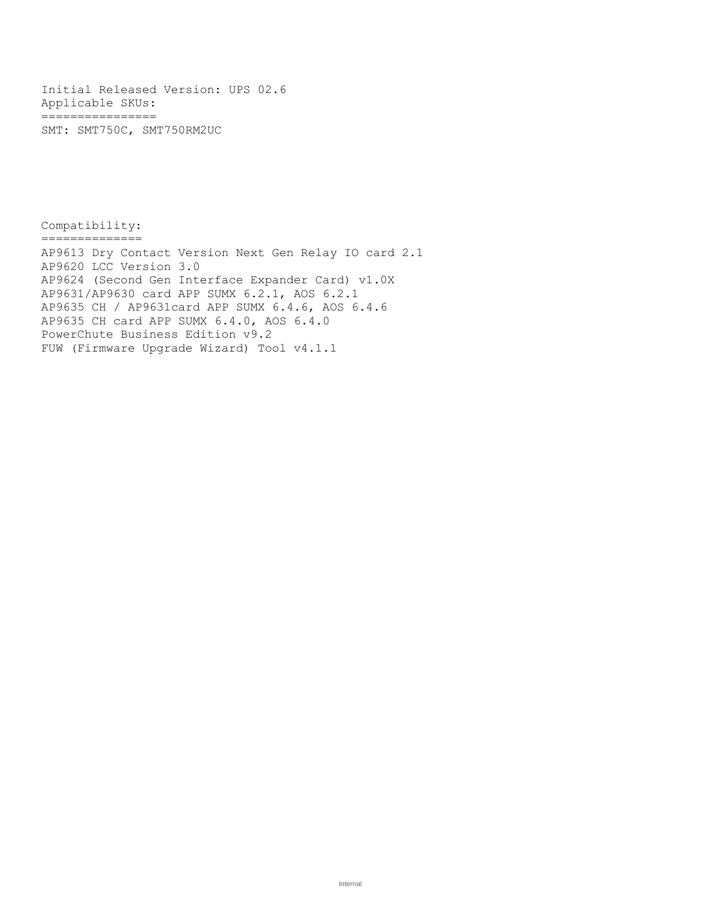Initial Released Version: UPS 02.6

Applicable SKUs:

================

SMT: SMT750C, SMT750RM2UC

Compatibility:

==============

AP9613 Dry Contact Version Next Gen Relay IO card 2.1

AP9620 LCC Version 3.0

AP9624 (Second Gen Interface Expander Card) v1.0X

AP9631/AP9630 card APP SUMX 6.2.1, AOS 6.2.1

AP9635 CH / AP9631card APP SUMX 6.4.6, AOS 6.4.6

AP9635 CH card APP SUMX 6.4.0, AOS 6.4.0

PowerChute Business Edition v9.2

FUW (Firmware Upgrade Wizard) Tool v4.1.1